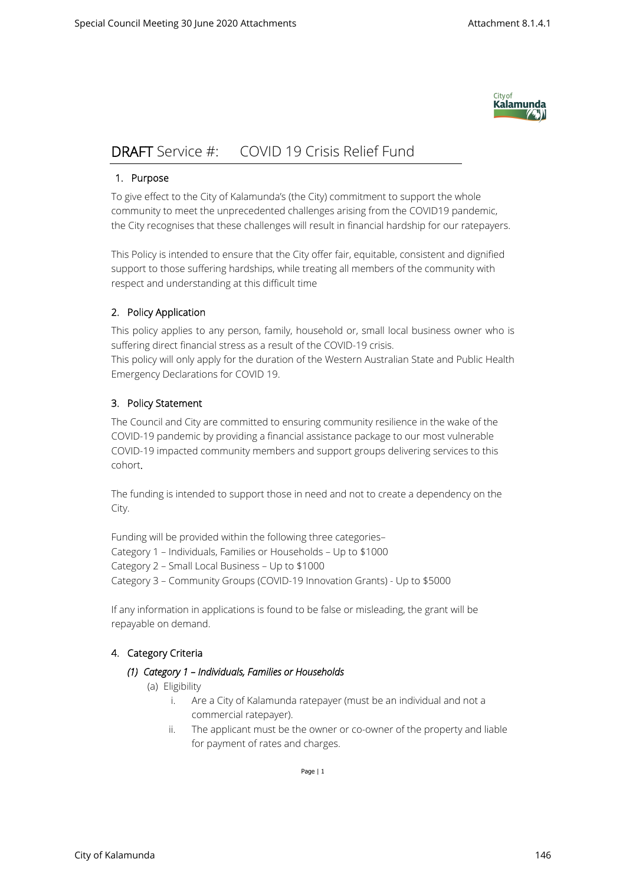# **DRAFT** Service #: COVID 19 Crisis Relief Fund

## 1. Purpose

To give effect to the City of Kalamunda's (the City) commitment to support the whole community to meet the unprecedented challenges arising from the COVID19 pandemic, the City recognises that these challenges will result in financial hardship for our ratepayers.

This Policy is intended to ensure that the City offer fair, equitable, consistent and dignified support to those suffering hardships, while treating all members of the community with respect and understanding at this difficult time

## 2. Policy Application

This policy applies to any person, family, household or, small local business owner who is suffering direct financial stress as a result of the COVID-19 crisis.
This policy will only apply for the duration of the Western Australian State and Public Health Emergency Declarations for COVID 19.

## 3. Policy Statement

The Council and City are committed to ensuring community resilience in the wake of the COVID-19 pandemic by providing a financial assistance package to our most vulnerable COVID-19 impacted community members and support groups delivering services to this cohort.

The funding is intended to support those in need and not to create a dependency on the City.

Funding will be provided within the following three categories–
Category 1 – Individuals, Families or Households – Up to $1000
Category 2 – Small Local Business – Up to $1000
Category 3 – Community Groups (COVID-19 Innovation Grants) - Up to $5000

If any information in applications is found to be false or misleading, the grant will be repayable on demand.

## 4. Category Criteria

### *(1) Category 1 – Individuals, Families or Households*

(a) Eligibility

i. Are a City of Kalamunda ratepayer (must be an individual and not a commercial ratepayer).

ii. The applicant must be the owner or co-owner of the property and liable for payment of rates and charges.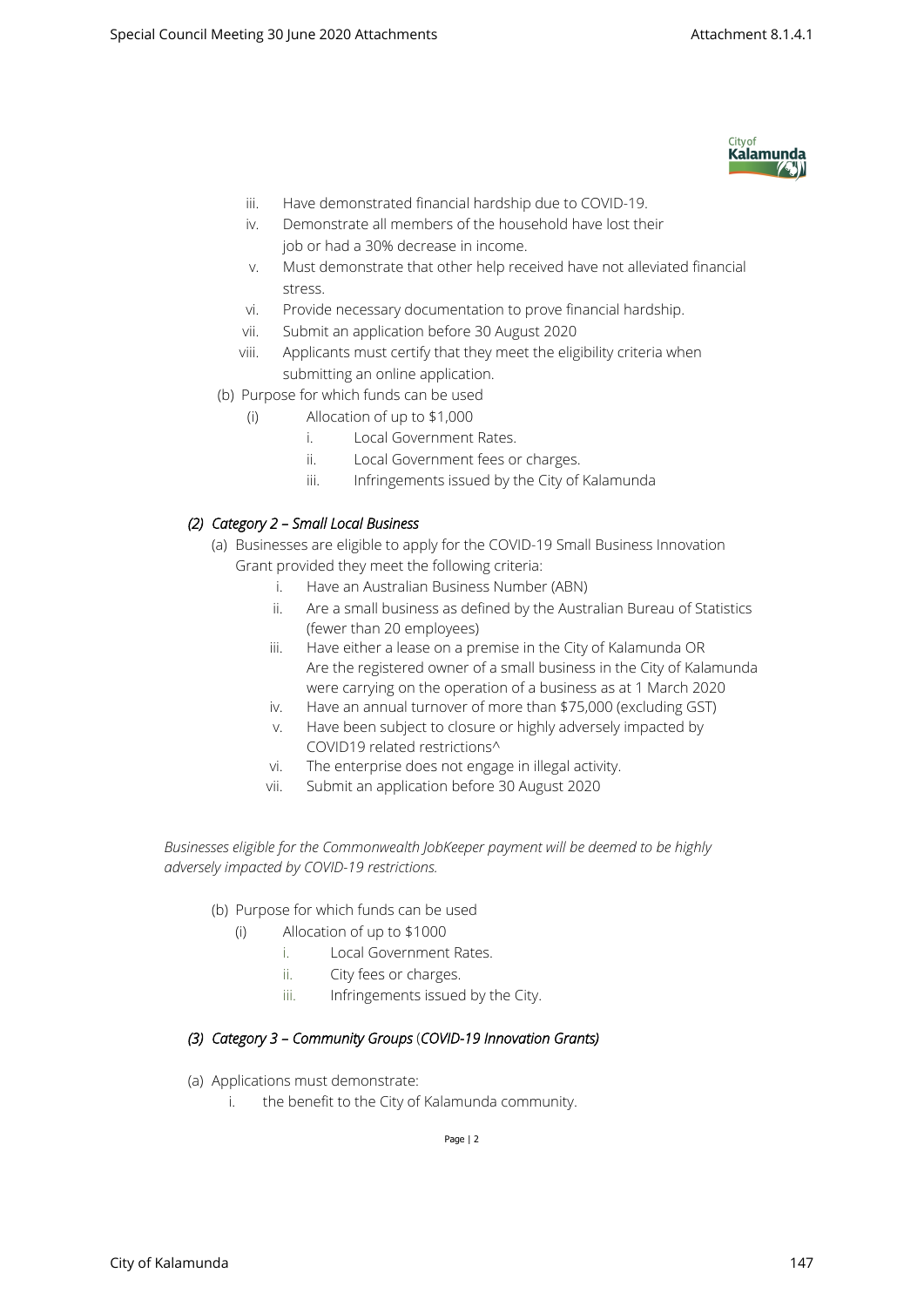iii. Have demonstrated financial hardship due to COVID-19.
iv. Demonstrate all members of the household have lost their job or had a 30% decrease in income.
v. Must demonstrate that other help received have not alleviated financial stress.
vi. Provide necessary documentation to prove financial hardship.
vii. Submit an application before 30 August 2020
viii. Applicants must certify that they meet the eligibility criteria when submitting an online application.

(b) Purpose for which funds can be used

(i) Allocation of up to $1,000
  i. Local Government Rates.
  ii. Local Government fees or charges.
  iii. Infringements issued by the City of Kalamunda

### *(2) Category 2 – Small Local Business*

(a) Businesses are eligible to apply for the COVID-19 Small Business Innovation Grant provided they meet the following criteria:

i. Have an Australian Business Number (ABN)
ii. Are a small business as defined by the Australian Bureau of Statistics (fewer than 20 employees)
iii. Have either a lease on a premise in the City of Kalamunda OR Are the registered owner of a small business in the City of Kalamunda were carrying on the operation of a business as at 1 March 2020
iv. Have an annual turnover of more than $75,000 (excluding GST)
v. Have been subject to closure or highly adversely impacted by COVID19 related restrictions^
vi. The enterprise does not engage in illegal activity.
vii. Submit an application before 30 August 2020

*Businesses eligible for the Commonwealth JobKeeper payment will be deemed to be highly adversely impacted by COVID-19 restrictions.*

(b) Purpose for which funds can be used

(i) Allocation of up to $1000
  i. Local Government Rates.
  ii. City fees or charges.
  iii. Infringements issued by the City.

### *(3) Category 3 – Community Groups (COVID-19 Innovation Grants)*

(a) Applications must demonstrate:

i. the benefit to the City of Kalamunda community.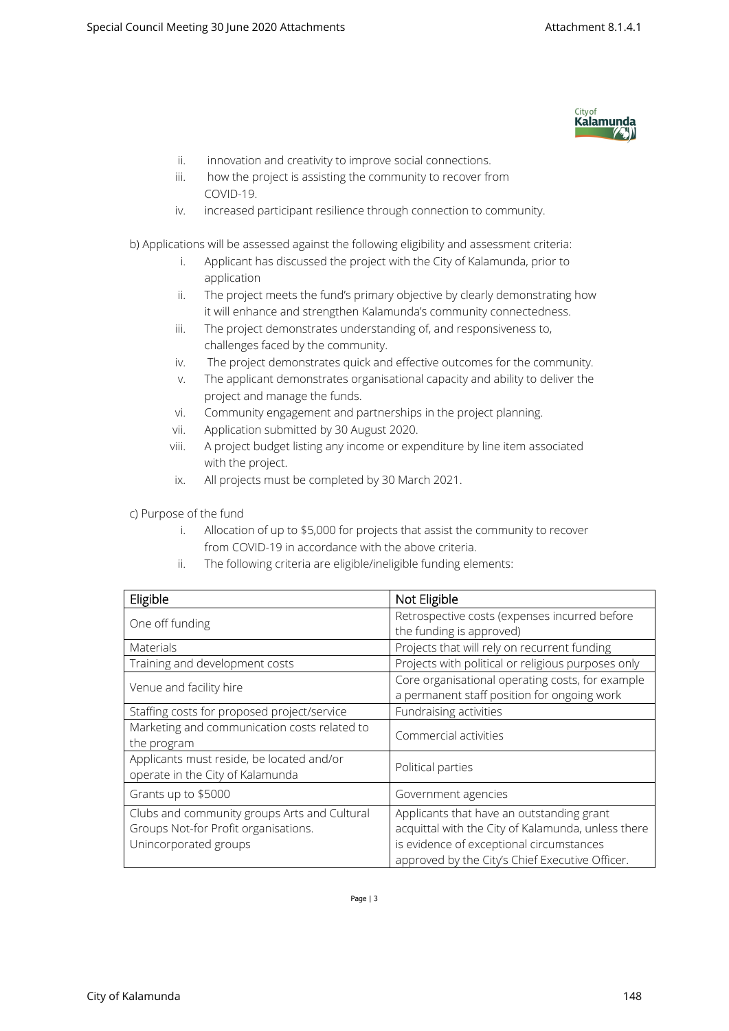ii. innovation and creativity to improve social connections.
   iii. how the project is assisting the community to recover from COVID-19.
   iv. increased participant resilience through connection to community.

b) Applications will be assessed against the following eligibility and assessment criteria:

   i. Applicant has discussed the project with the City of Kalamunda, prior to application
   ii. The project meets the fund's primary objective by clearly demonstrating how it will enhance and strengthen Kalamunda's community connectedness.
   iii. The project demonstrates understanding of, and responsiveness to, challenges faced by the community.
   iv. The project demonstrates quick and effective outcomes for the community.
   v. The applicant demonstrates organisational capacity and ability to deliver the project and manage the funds.
   vi. Community engagement and partnerships in the project planning.
   vii. Application submitted by 30 August 2020.
   viii. A project budget listing any income or expenditure by line item associated with the project.
   ix. All projects must be completed by 30 March 2021.

c) Purpose of the fund

   i. Allocation of up to $5,000 for projects that assist the community to recover from COVID-19 in accordance with the above criteria.
   ii. The following criteria are eligible/ineligible funding elements:

| Eligible | Not Eligible |
| --- | --- |
| One off funding | Retrospective costs (expenses incurred before the funding is approved) |
| Materials | Projects that will rely on recurrent funding |
| Training and development costs | Projects with political or religious purposes only |
| Venue and facility hire | Core organisational operating costs, for example a permanent staff position for ongoing work |
| Staffing costs for proposed project/service | Fundraising activities |
| Marketing and communication costs related to the program | Commercial activities |
| Applicants must reside, be located and/or operate in the City of Kalamunda | Political parties |
| Grants up to $5000 | Government agencies |
| Clubs and community groups Arts and Cultural Groups Not-for Profit organisations. Unincorporated groups | Applicants that have an outstanding grant acquittal with the City of Kalamunda, unless there is evidence of exceptional circumstances approved by the City's Chief Executive Officer. |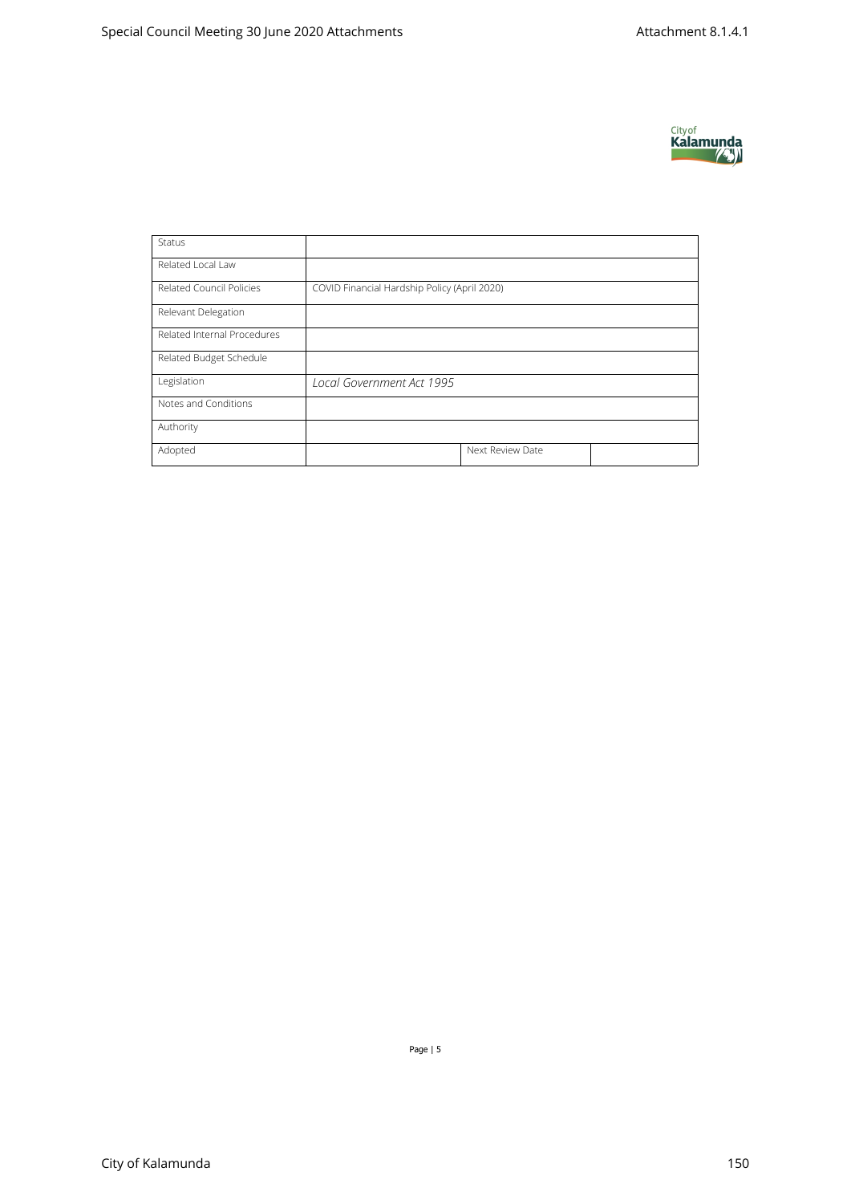| | | | |
|---|---|---|---|
| Status | | | |
| Related Local Law | | | |
| Related Council Policies | COVID Financial Hardship Policy (April 2020) | | |
| Relevant Delegation | | | |
| Related Internal Procedures | | | |
| Related Budget Schedule | | | |
| Legislation | *Local Government Act 1995* | | |
| Notes and Conditions | | | |
| Authority | | | |
| Adopted | | Next Review Date | |